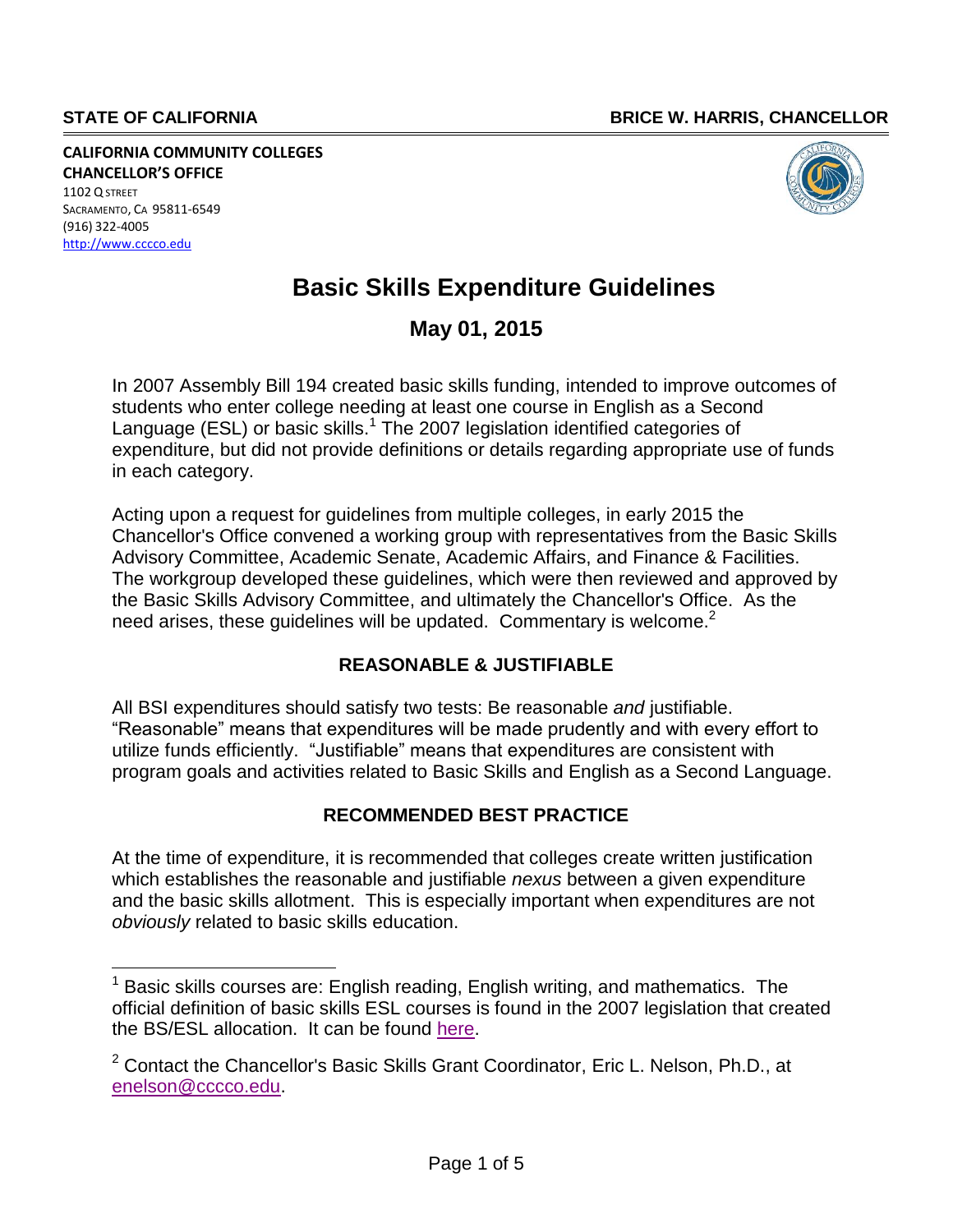**STATE OF CALIFORNIA** **BRICE W. HARRIS, CHANCELLOR**

**CALIFORNIA COMMUNITY COLLEGES**
**CHANCELLOR'S OFFICE**
1102 Q STREET
SACRAMENTO, CA 95811-6549
(916) 322-4005
http://www.cccco.edu

# Basic Skills Expenditure Guidelines

## May 01, 2015

In 2007 Assembly Bill 194 created basic skills funding, intended to improve outcomes of students who enter college needing at least one course in English as a Second Language (ESL) or basic skills.[1] The 2007 legislation identified categories of expenditure, but did not provide definitions or details regarding appropriate use of funds in each category.

Acting upon a request for guidelines from multiple colleges, in early 2015 the Chancellor's Office convened a working group with representatives from the Basic Skills Advisory Committee, Academic Senate, Academic Affairs, and Finance & Facilities. The workgroup developed these guidelines, which were then reviewed and approved by the Basic Skills Advisory Committee, and ultimately the Chancellor's Office. As the need arises, these guidelines will be updated. Commentary is welcome.[2]

### REASONABLE & JUSTIFIABLE

All BSI expenditures should satisfy two tests: Be reasonable *and* justifiable. "Reasonable" means that expenditures will be made prudently and with every effort to utilize funds efficiently. "Justifiable" means that expenditures are consistent with program goals and activities related to Basic Skills and English as a Second Language.

### RECOMMENDED BEST PRACTICE

At the time of expenditure, it is recommended that colleges create written justification which establishes the reasonable and justifiable *nexus* between a given expenditure and the basic skills allotment. This is especially important when expenditures are not *obviously* related to basic skills education.

---

[1] Basic skills courses are: English reading, English writing, and mathematics. The official definition of basic skills ESL courses is found in the 2007 legislation that created the BS/ESL allocation. It can be found here.

[2] Contact the Chancellor's Basic Skills Grant Coordinator, Eric L. Nelson, Ph.D., at enelson@cccco.edu.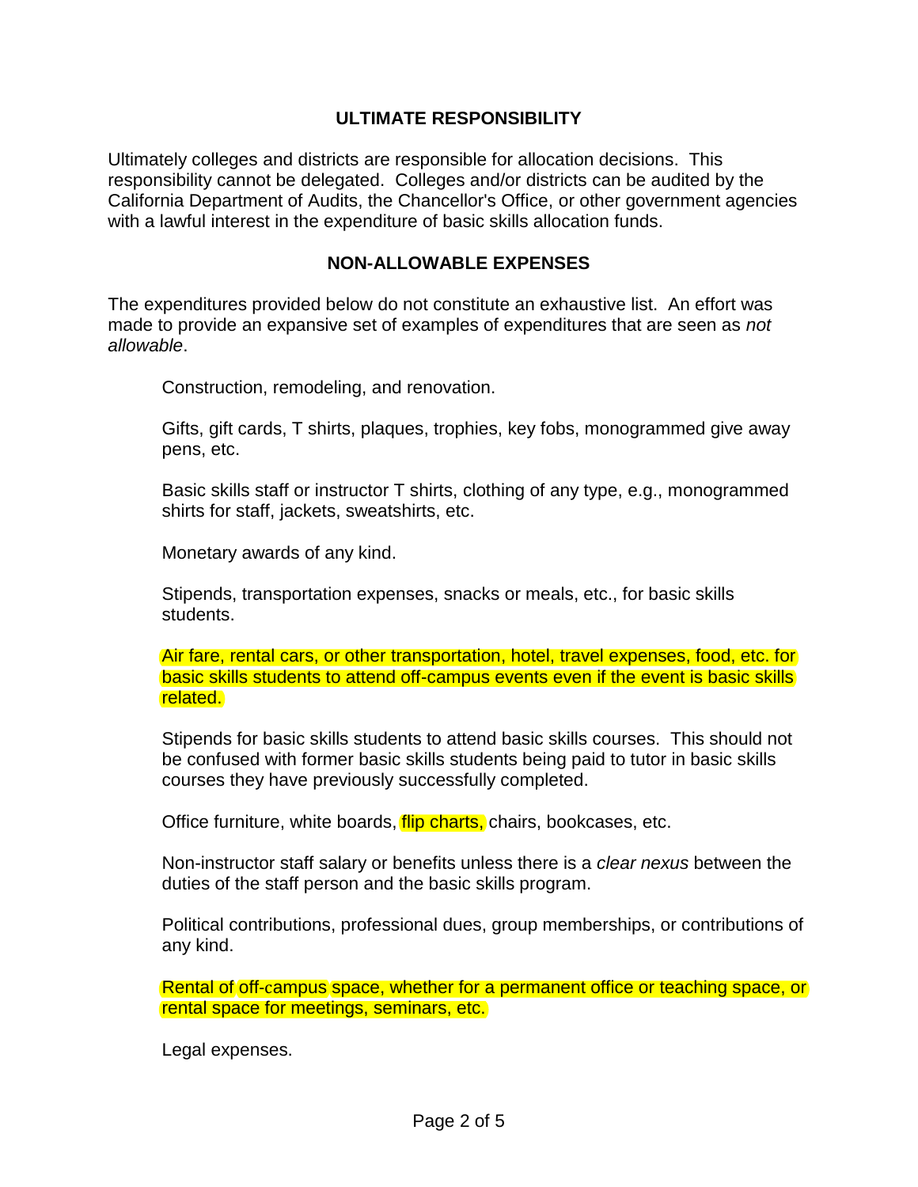## ULTIMATE RESPONSIBILITY

Ultimately colleges and districts are responsible for allocation decisions. This responsibility cannot be delegated. Colleges and/or districts can be audited by the California Department of Audits, the Chancellor's Office, or other government agencies with a lawful interest in the expenditure of basic skills allocation funds.

## NON-ALLOWABLE EXPENSES

The expenditures provided below do not constitute an exhaustive list. An effort was made to provide an expansive set of examples of expenditures that are seen as *not allowable*.

Construction, remodeling, and renovation.

Gifts, gift cards, T shirts, plaques, trophies, key fobs, monogrammed give away pens, etc.

Basic skills staff or instructor T shirts, clothing of any type, e.g., monogrammed shirts for staff, jackets, sweatshirts, etc.

Monetary awards of any kind.

Stipends, transportation expenses, snacks or meals, etc., for basic skills students.

Air fare, rental cars, or other transportation, hotel, travel expenses, food, etc. for basic skills students to attend off-campus events even if the event is basic skills related.

Stipends for basic skills students to attend basic skills courses. This should not be confused with former basic skills students being paid to tutor in basic skills courses they have previously successfully completed.

Office furniture, white boards, flip charts, chairs, bookcases, etc.

Non-instructor staff salary or benefits unless there is a *clear nexus* between the duties of the staff person and the basic skills program.

Political contributions, professional dues, group memberships, or contributions of any kind.

Rental of off-campus space, whether for a permanent office or teaching space, or rental space for meetings, seminars, etc.

Legal expenses.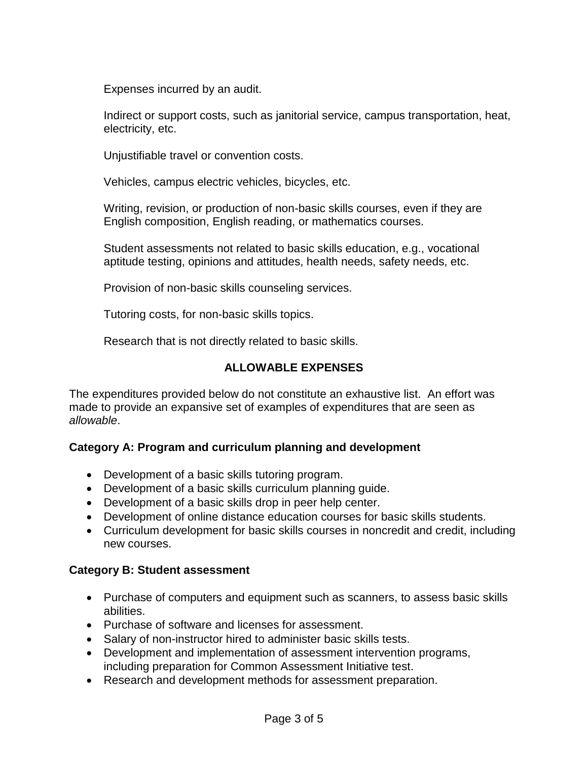Expenses incurred by an audit.

Indirect or support costs, such as janitorial service, campus transportation, heat, electricity, etc.

Unjustifiable travel or convention costs.

Vehicles, campus electric vehicles, bicycles, etc.

Writing, revision, or production of non-basic skills courses, even if they are English composition, English reading, or mathematics courses.

Student assessments not related to basic skills education, e.g., vocational aptitude testing, opinions and attitudes, health needs, safety needs, etc.

Provision of non-basic skills counseling services.

Tutoring costs, for non-basic skills topics.

Research that is not directly related to basic skills.

## ALLOWABLE EXPENSES

The expenditures provided below do not constitute an exhaustive list. An effort was made to provide an expansive set of examples of expenditures that are seen as *allowable*.

### Category A: Program and curriculum planning and development

- Development of a basic skills tutoring program.
- Development of a basic skills curriculum planning guide.
- Development of a basic skills drop in peer help center.
- Development of online distance education courses for basic skills students.
- Curriculum development for basic skills courses in noncredit and credit, including new courses.

### Category B: Student assessment

- Purchase of computers and equipment such as scanners, to assess basic skills abilities.
- Purchase of software and licenses for assessment.
- Salary of non-instructor hired to administer basic skills tests.
- Development and implementation of assessment intervention programs, including preparation for Common Assessment Initiative test.
- Research and development methods for assessment preparation.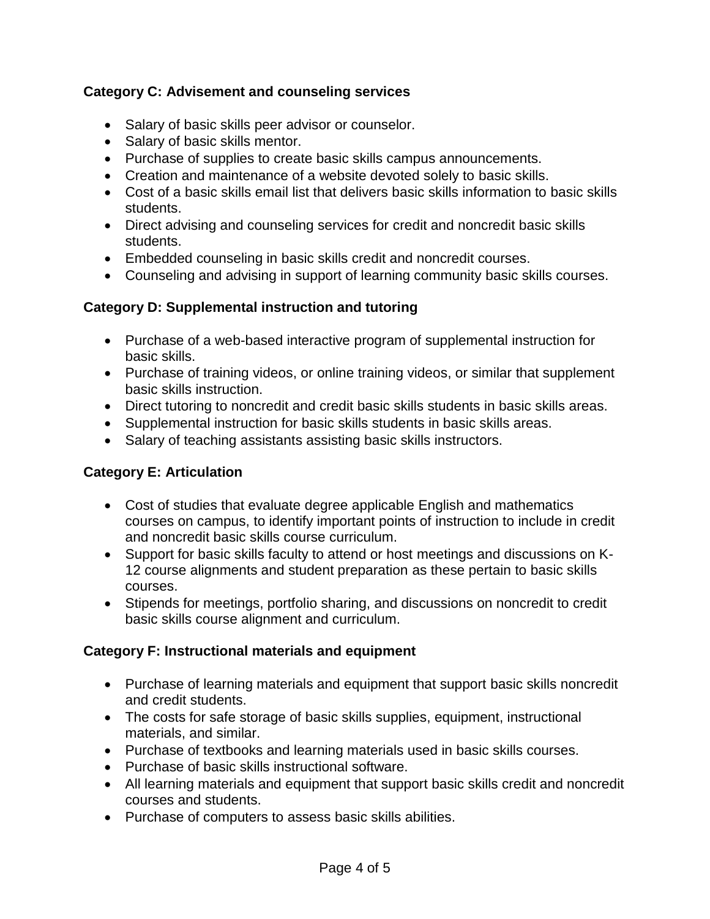**Category C: Advisement and counseling services**

- Salary of basic skills peer advisor or counselor.
- Salary of basic skills mentor.
- Purchase of supplies to create basic skills campus announcements.
- Creation and maintenance of a website devoted solely to basic skills.
- Cost of a basic skills email list that delivers basic skills information to basic skills students.
- Direct advising and counseling services for credit and noncredit basic skills students.
- Embedded counseling in basic skills credit and noncredit courses.
- Counseling and advising in support of learning community basic skills courses.

**Category D: Supplemental instruction and tutoring**

- Purchase of a web-based interactive program of supplemental instruction for basic skills.
- Purchase of training videos, or online training videos, or similar that supplement basic skills instruction.
- Direct tutoring to noncredit and credit basic skills students in basic skills areas.
- Supplemental instruction for basic skills students in basic skills areas.
- Salary of teaching assistants assisting basic skills instructors.

**Category E: Articulation**

- Cost of studies that evaluate degree applicable English and mathematics courses on campus, to identify important points of instruction to include in credit and noncredit basic skills course curriculum.
- Support for basic skills faculty to attend or host meetings and discussions on K-12 course alignments and student preparation as these pertain to basic skills courses.
- Stipends for meetings, portfolio sharing, and discussions on noncredit to credit basic skills course alignment and curriculum.

**Category F: Instructional materials and equipment**

- Purchase of learning materials and equipment that support basic skills noncredit and credit students.
- The costs for safe storage of basic skills supplies, equipment, instructional materials, and similar.
- Purchase of textbooks and learning materials used in basic skills courses.
- Purchase of basic skills instructional software.
- All learning materials and equipment that support basic skills credit and noncredit courses and students.
- Purchase of computers to assess basic skills abilities.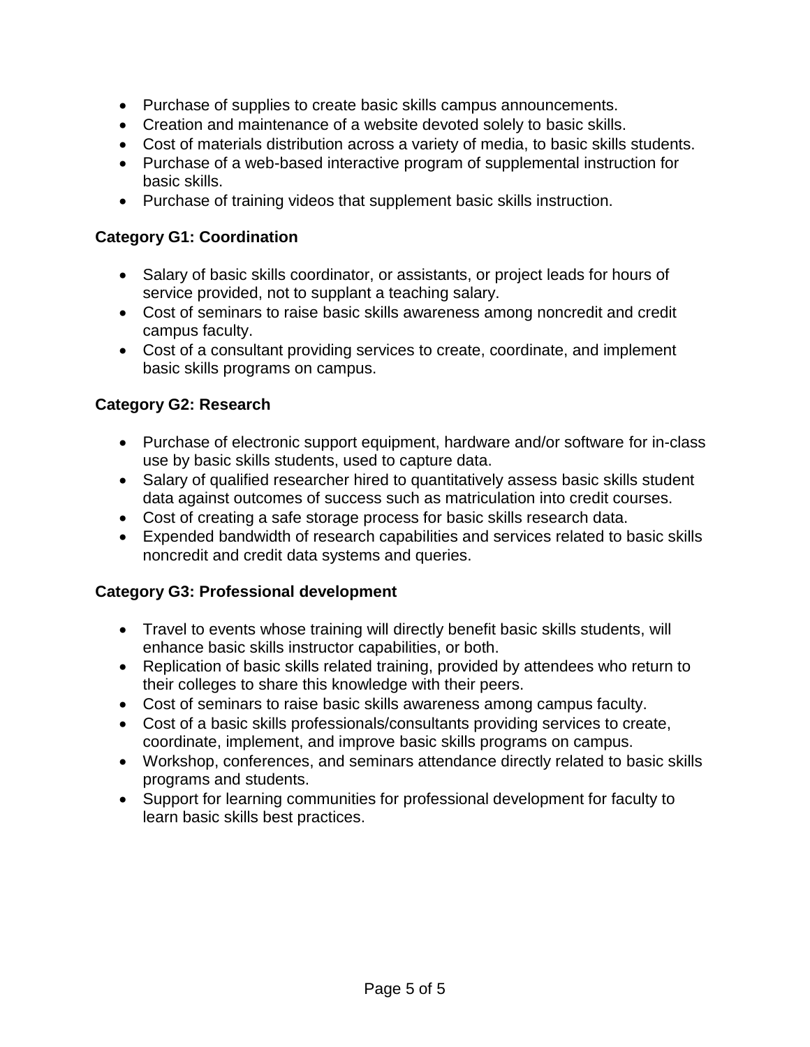- Purchase of supplies to create basic skills campus announcements.
- Creation and maintenance of a website devoted solely to basic skills.
- Cost of materials distribution across a variety of media, to basic skills students.
- Purchase of a web-based interactive program of supplemental instruction for basic skills.
- Purchase of training videos that supplement basic skills instruction.

**Category G1: Coordination**

- Salary of basic skills coordinator, or assistants, or project leads for hours of service provided, not to supplant a teaching salary.
- Cost of seminars to raise basic skills awareness among noncredit and credit campus faculty.
- Cost of a consultant providing services to create, coordinate, and implement basic skills programs on campus.

**Category G2: Research**

- Purchase of electronic support equipment, hardware and/or software for in-class use by basic skills students, used to capture data.
- Salary of qualified researcher hired to quantitatively assess basic skills student data against outcomes of success such as matriculation into credit courses.
- Cost of creating a safe storage process for basic skills research data.
- Expended bandwidth of research capabilities and services related to basic skills noncredit and credit data systems and queries.

**Category G3: Professional development**

- Travel to events whose training will directly benefit basic skills students, will enhance basic skills instructor capabilities, or both.
- Replication of basic skills related training, provided by attendees who return to their colleges to share this knowledge with their peers.
- Cost of seminars to raise basic skills awareness among campus faculty.
- Cost of a basic skills professionals/consultants providing services to create, coordinate, implement, and improve basic skills programs on campus.
- Workshop, conferences, and seminars attendance directly related to basic skills programs and students.
- Support for learning communities for professional development for faculty to learn basic skills best practices.